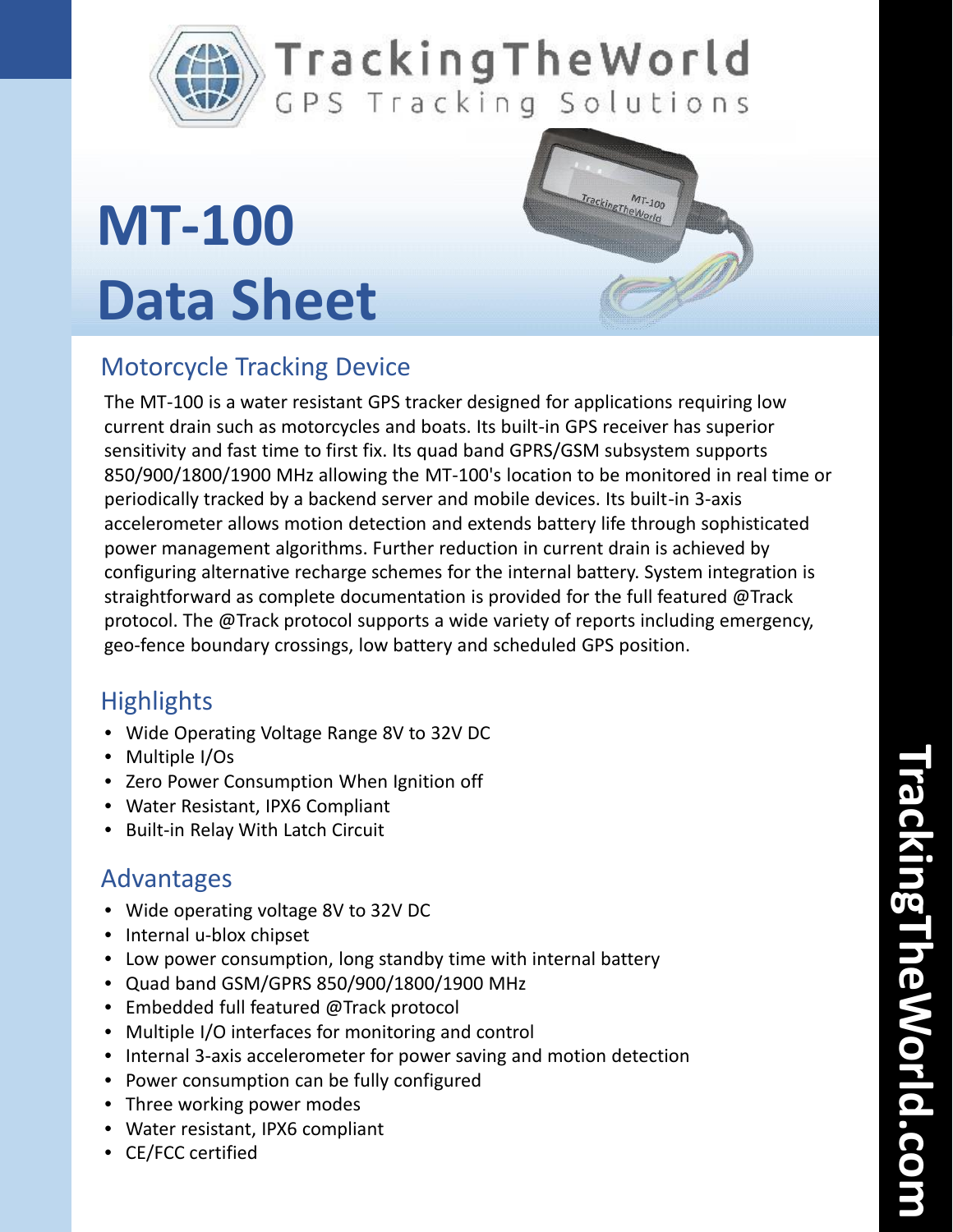TrackingTheWorld

GPS Tracking Solutions

# MT-100 Data Sheet

## Motorcycle Tracking Device

The MT-100 is a water resistant GPS tracker designed for applications requiring low current drain such as motorcycles and boats. Its built-in GPS receiver has superior sensitivity and fast time to first fix. Its quad band GPRS/GSM subsystem supports 850/900/1800/1900 MHz allowing the MT-100's location to be monitored in real time or periodically tracked by a backend server and mobile devices. Its built-in 3-axis accelerometer allows motion detection and extends battery life through sophisticated power management algorithms. Further reduction in current drain is achieved by configuring alternative recharge schemes for the internal battery. System integration is straightforward as complete documentation is provided for the full featured @Track protocol. The @Track protocol supports a wide variety of reports including emergency, geo-fence boundary crossings, low battery and scheduled GPS position.

## Highlights

- Wide Operating Voltage Range 8V to 32V DC
- Multiple I/Os
- Zero Power Consumption When Ignition off
- Water Resistant, IPX6 Compliant
- Built-in Relay With Latch Circuit

## Advantages

- Wide operating voltage 8V to 32V DC
- Internal u-blox chipset
- Low power consumption, long standby time with internal battery
- Quad band GSM/GPRS 850/900/1800/1900 MHz
- Embedded full featured @Track protocol
- Multiple I/O interfaces for monitoring and control
- Internal 3-axis accelerometer for power saving and motion detection
- Power consumption can be fully configured
- Three working power modes
- Water resistant, IPX6 compliant
- CE/FCC certified

TrackingTheWorld.com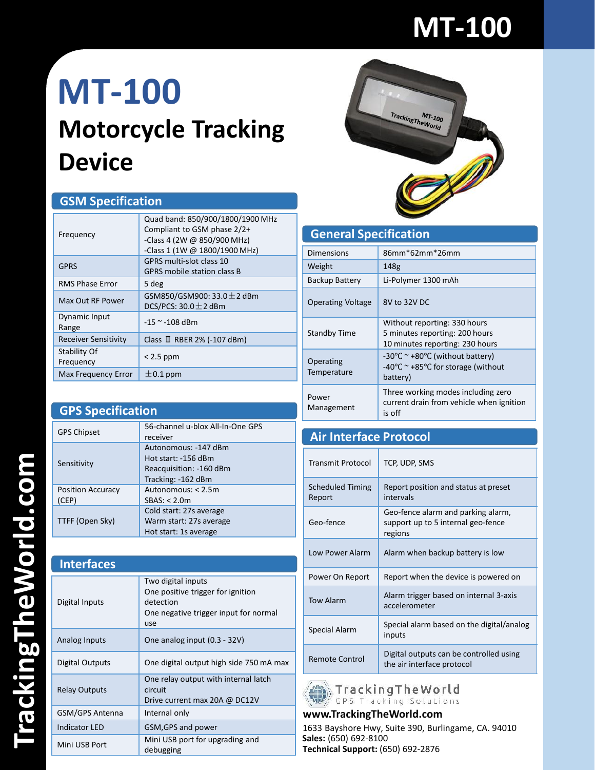# MT-100

## Motorcycle Tracking Device

### GSM Specification

| | |
|---|---|
| Frequency | Quad band: 850/900/1800/1900 MHz<br>Compliant to GSM phase 2/2+<br>-Class 4 (2W @ 850/900 MHz)<br>-Class 1 (1W @ 1800/1900 MHz) |
| GPRS | GPRS multi-slot class 10<br>GPRS mobile station class B |
| RMS Phase Error | 5 deg |
| Max Out RF Power | GSM850/GSM900: 33.0±2 dBm<br>DCS/PCS: 30.0±2 dBm |
| Dynamic Input Range | -15 ~ -108 dBm |
| Receiver Sensitivity | Class Ⅱ RBER 2% (-107 dBm) |
| Stability Of Frequency | < 2.5 ppm |
| Max Frequency Error | ±0.1 ppm |

### GPS Specification

| | |
|---|---|
| GPS Chipset | 56-channel u-blox All-In-One GPS receiver |
| Sensitivity | Autonomous: -147 dBm<br>Hot start: -156 dBm<br>Reacquisition: -160 dBm<br>Tracking: -162 dBm |
| Position Accuracy (CEP) | Autonomous: < 2.5m<br>SBAS: < 2.0m |
| TTFF (Open Sky) | Cold start: 27s average<br>Warm start: 27s average<br>Hot start: 1s average |

### Interfaces

| | |
|---|---|
| Digital Inputs | Two digital inputs<br>One positive trigger for ignition detection<br>One negative trigger input for normal use |
| Analog Inputs | One analog input (0.3 - 32V) |
| Digital Outputs | One digital output high side 750 mA max |
| Relay Outputs | One relay output with internal latch circuit<br>Drive current max 20A @ DC12V |
| GSM/GPS Antenna | Internal only |
| Indicator LED | GSM,GPS and power |
| Mini USB Port | Mini USB port for upgrading and debugging |

### General Specification

| | |
|---|---|
| Dimensions | 86mm*62mm*26mm |
| Weight | 148g |
| Backup Battery | Li-Polymer 1300 mAh |
| Operating Voltage | 8V to 32V DC |
| Standby Time | Without reporting: 330 hours<br>5 minutes reporting: 200 hours<br>10 minutes reporting: 230 hours |
| Operating Temperature | -30℃ ~ +80℃ (without battery)<br>-40℃ ~ +85℃ for storage (without battery) |
| Power Management | Three working modes including zero current drain from vehicle when ignition is off |

### Air Interface Protocol

| | |
|---|---|
| Transmit Protocol | TCP, UDP, SMS |
| Scheduled Timing Report | Report position and status at preset intervals |
| Geo-fence | Geo-fence alarm and parking alarm, support up to 5 internal geo-fence regions |
| Low Power Alarm | Alarm when backup battery is low |
| Power On Report | Report when the device is powered on |
| Tow Alarm | Alarm trigger based on internal 3-axis accelerometer |
| Special Alarm | Special alarm based on the digital/analog inputs |
| Remote Control | Digital outputs can be controlled using the air interface protocol |

TrackingTheWorld
GPS Tracking Solutions

**www.TrackingTheWorld.com**

1633 Bayshore Hwy, Suite 390, Burlingame, CA. 94010
**Sales:** (650) 692-8100
**Technical Support:** (650) 692-2876

TrackingTheWorld.com